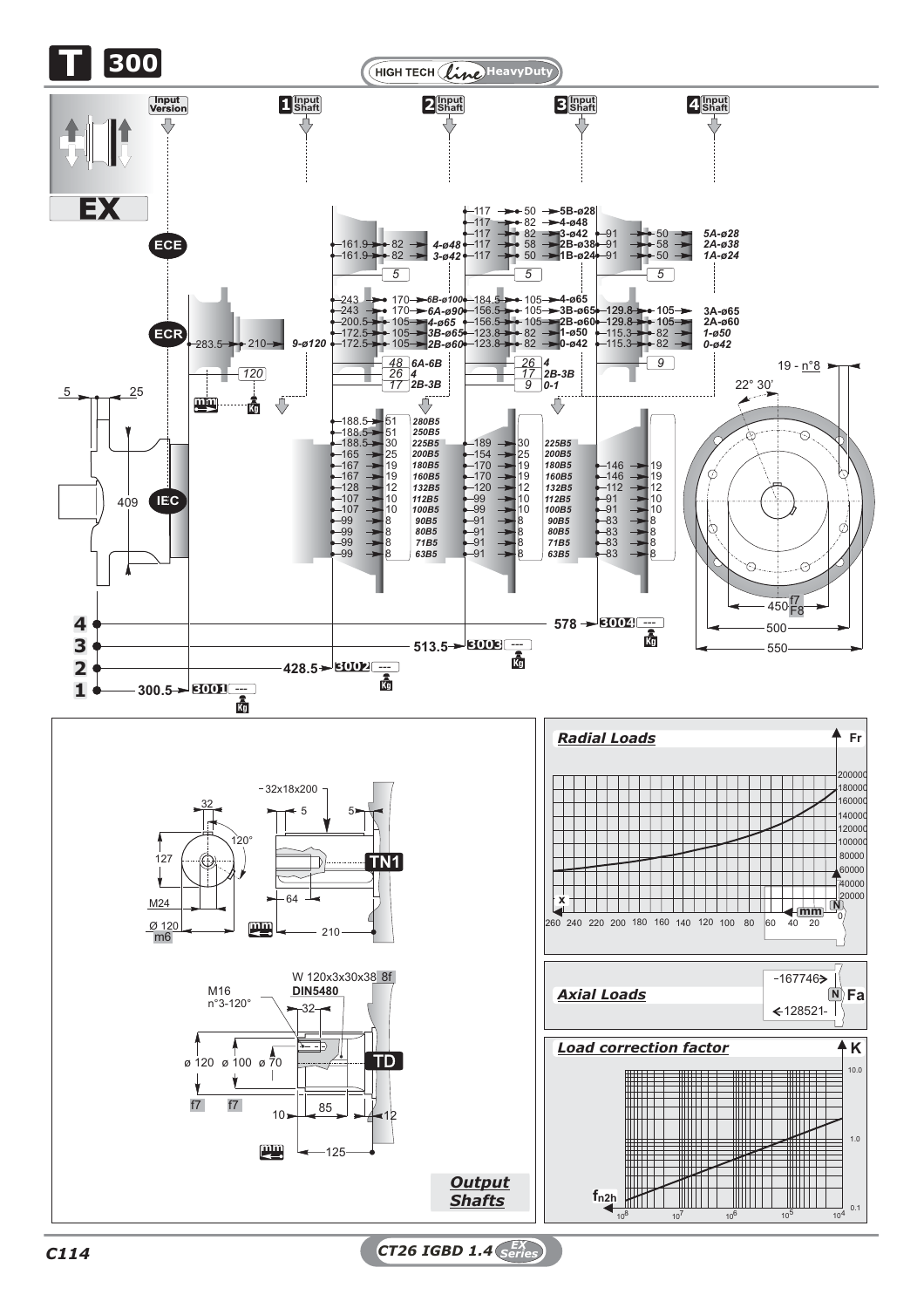# T 300

HIGH TECH *line* HeavyDuty

**EX**

Input Version | 1 Input Shaft | 2 Input Shaft | 3 Input Shaft | 4 Input Shaft

ECE | ECR | IEC

## Input Version ECE

| Input Shaft 2 | | | Input Shaft 3 | | | Input Shaft 4 | | |
|---|---|---|---|---|---|---|---|---|
| | | | 117 | 50 | 5B-ø28 | | | |
| | | | 117 | 82 | 4-ø48 | | | |
| 161.9 | 82 | 4-ø48 | 117 | 82 | 3-ø42 | 91 | 50 | 5A-ø28 |
| 161.9 | 82 | 3-ø42 | 117 | 58 | 2B-ø38 | 91 | 58 | 2A-ø38 |
| | | | 117 | 50 | 1B-ø24 | 91 | 50 | 1A-ø24 |
| 5 | | | 5 | | | 5 | | |

## Input Version ECR

| Input Shaft 1 | | | Input Shaft 2 | | | Input Shaft 3 | | | Input Shaft 4 | | |
|---|---|---|---|---|---|---|---|---|---|---|---|
| | | | 243 | 170 | 6B-ø100 | 184.5 | 105 | 4-ø65 | | | |
| | | | 243 | 170 | 6A-ø90 | 156.5 | 105 | 3B-ø65 | 129.8 | 105 | 3A-ø65 |
| | | | 200.5 | 105 | 4-ø65 | 156.5 | 105 | 2B-ø60 | 129.8 | 105 | 2A-ø60 |
| 283.5 | 210 | 9-ø120 | 172.5 | 105 | 3B-ø65 | 123.8 | 82 | 1-ø50 | 115.3 | 82 | 1-ø50 |
| | | | 172.5 | 105 | 2B-ø60 | 123.8 | 82 | 0-ø42 | 115.3 | 82 | 0-ø42 |
| 120 | | | 48 | 6A-6B | | 26 | 4 | | 9 | | |
| | | | 26 | 4 | | 17 | 2B-3B | | | | |
| | | | 17 | 2B-3B | | 9 | 0-1 | | | | |

## Input Version IEC

| Input Shaft 2 | | | Input Shaft 3 | | | Input Shaft 4 | | |
|---|---|---|---|---|---|---|---|---|
| 188.5 | 51 | 280B5 | | | | | | |
| 188.5 | 51 | 250B5 | | | | | | |
| 188.5 | 30 | 225B5 | 189 | 30 | 225B5 | | | |
| 165 | 25 | 200B5 | 154 | 25 | 200B5 | | | |
| 167 | 19 | 180B5 | 170 | 19 | 180B5 | 146 | 19 | |
| 167 | 19 | 160B5 | 170 | 19 | 160B5 | 146 | 19 | |
| 128 | 12 | 132B5 | 120 | 12 | 132B5 | 112 | 12 | |
| 107 | 10 | 112B5 | 99 | 10 | 112B5 | 91 | 10 | |
| 107 | 10 | 100B5 | 99 | 10 | 100B5 | 91 | 10 | |
| 99 | 8 | 90B5 | 91 | 8 | 90B5 | 83 | 8 | |
| 99 | 8 | 80B5 | 91 | 8 | 80B5 | 83 | 8 | |
| 99 | 8 | 71B5 | 91 | 8 | 71B5 | 83 | 8 | |
| 99 | 8 | 63B5 | 91 | 8 | 63B5 | 83 | 8 | |

| Input Shaft | Length | Code | Kg |
|---|---|---|---|
| 1 | 300.5 | 3001 | --- |
| 2 | 428.5 | 3002 | --- |
| 3 | 513.5 | 3003 | --- |
| 4 | 578 | 3004 | --- |

Dimensions: 5, 25, 409, 19 - n°8, 22° 30', 450 f7/F8, 500, 550

## Output Shafts

**TN1**: 32x18x200, 32, 5, 5, 120°, 127, M24, Ø 120 m6, 64, 210

**TD**: W 120x3x30x38 8f, DIN5480, M16 n°3-120°, 32, ø 120 f7, ø 100 f7, ø 70, 10, 85, 12, 125

## Radial Loads

Fr (N): 20000 – 200000; x (mm): 260 – 0

## Axial Loads

Fa (N): 167746 / 128521

## Load correction factor

K: 0.1 – 10.0; $f_{n2h}$: $10^8$ – $10^4$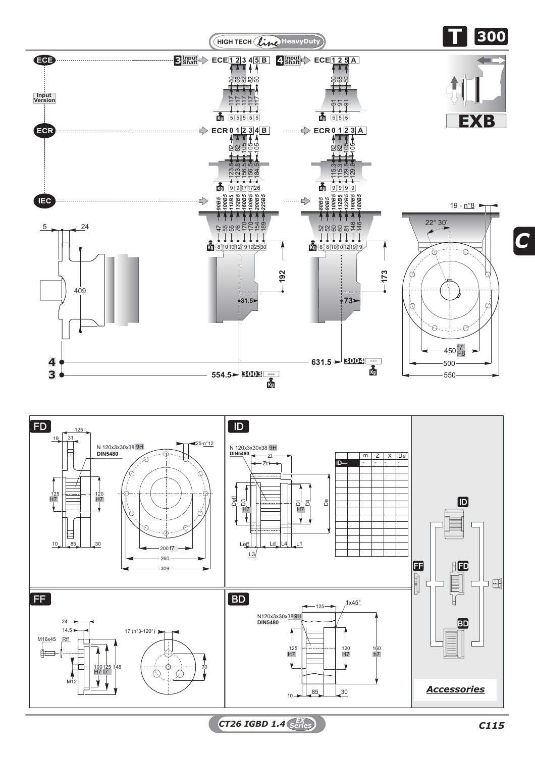HIGH TECH *Line* HeavyDuty

**T 300**

**EXB**

**ECE** — Input Version

**3** Input Shaft ➡ ECE 1 2 3 4 5 B

| | 1 | 2 | 3 | 4 | 5 |
|---|---|---|---|---|---|
| | 50 | 58 | 82 | 82 | 50 |
| | 117 | 117 | 117 | 117 | 117 |
| Kg | 5 | 5 | 5 | 5 | 5 |

**4** Input Shaft ➡ ECE 1 2 5 A

| | 1 | 2 | 5 |
|---|---|---|---|
| | 50 | 58 | 50 |
| | 91 | 91 | 91 |
| Kg | 5 | 5 | 5 |

**ECR**

ECR 0 1 2 3 4 B

| | 0 | 1 | 2 | 3 | 4 |
|---|---|---|---|---|---|
| | 82 | 82 | 105 | 105 | 105 |
| | 123.8 | 123.8 | 156.5 | 156.5 | 184.5 |
| Kg | 9 | 9 | 17 | 17 | 26 |

ECR 0 1 2 3 A

| | 0 | 1 | 2 | 3 |
|---|---|---|---|---|
| | 82 | 82 | 105 | 105 |
| | 115.3 | 115.3 | 129.8 | 129.8 |
| Kg | 9 | 9 | 9 | 9 |

**IEC**

| | 90B5 | 100B5 | 112B5 | 132B5 | 160B5 | 180B5 | 200B5 | 225B5 |
|---|---|---|---|---|---|---|---|---|
| | 47 | 55 | 55 | 76 | 170 | 170 | 154 | 189 |
| Kg | 8 | 10 | 10 | 12 | 19 | 19 | 25 | 30 |

| | 80B5 | 90B5 | 100B5 | 112B5 | 132B5 | 160B5 | 180B5 |
|---|---|---|---|---|---|---|---|
| | 52 | 52 | 60 | 60 | 81 | 146 | 146 |
| Kg | 8 | 8 | 10 | 10 | 12 | 19 | 19 |

5 — 24 — 409 — 192 — 81.5 — 173 — 73

19 - n°8 — 22° 30' — 450 f7/F8 — 500 — 550

**4** — 631.5 — 3004 --- Kg

**3** — 554.5 — 3003 --- Kg

**C**

## FD

125 — 19 — 31 — N 120x3x30x38 9H DIN5480 — 25-n°12 — 125 H7 — 120 H7 — 10 — 85 — 30 — 200 f7 — 260 — 309

## ID

N 120x3x30x38 9H DIN5480 — Zt — Zt1 — Deff — D3 H7 — D1 H7 — D4 — De — Leff — Ld — L4 — L1 — L3

| | m | Z | X | De |
|---|---|---|---|---|
| ID— | - | - | - | - |

## FF

24 — 14.5 — M16x45 — Rff — 17 (n°3-120°) — 100 H7 — 125 f7 — 148 — M12 — 70

## BD

125 — 1x45° — N120x3x30x38 9H DIN5480 — 125 H7 — 120 H7 — 160 h7 — 10 — 85 — 30

***Accessories*** — ID — FF — FD — BD

CT26 IGBD 1.4 EX Series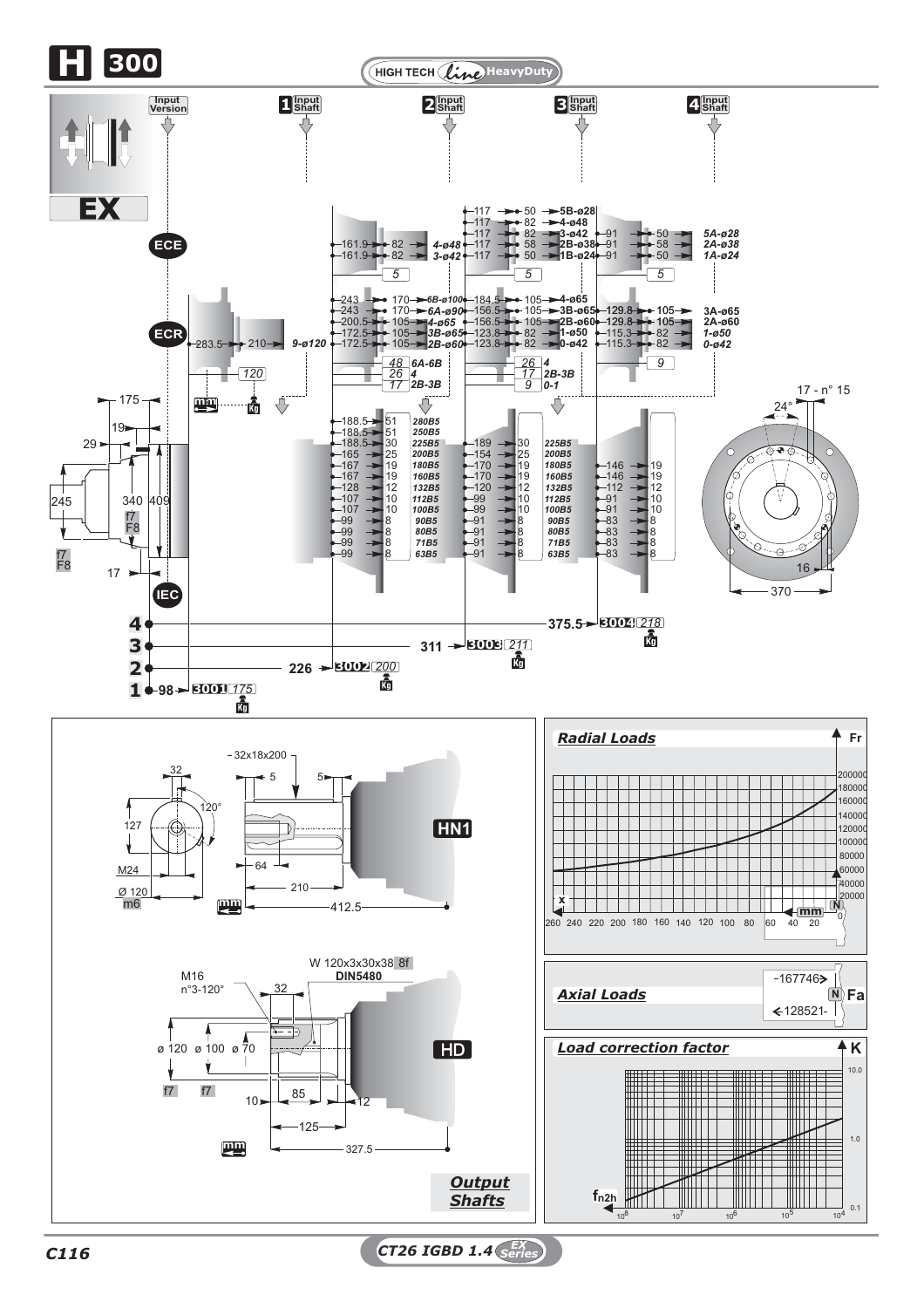# H 300

HIGH TECH *line* HeavyDuty

**EX**

Input Version | 1 Input Shaft | 2 Input Shaft | 3 Input Shaft | 4 Input Shaft

## ECE

| 1 Input Shaft | | | 2 Input Shaft | | | 3 Input Shaft | | |
|---|---|---|---|---|---|---|---|---|
| 161.9 | 82 | 4-ø48 | 117 | 50 | 5B-ø28 | 91 | 50 | 5A-ø28 |
| 161.9 | 82 | 3-ø42 | 117 | 82 | 4-ø48 | 91 | 58 | 2A-ø38 |
| | | | 117 | 82 | 3-ø42 | 91 | 50 | 1A-ø24 |
| | | | 117 | 58 | 2B-ø38 | | | |
| | | | 117 | 50 | 1B-ø24 | | | |
| 5 | | | 5 | | | 5 | | |

## ECR

Input Version: 283.5 – 210 – 9-ø120; 120

| 1 Input Shaft | | | 2 Input Shaft | | | 3 Input Shaft | | |
|---|---|---|---|---|---|---|---|---|
| 243 | 170 | 6B-ø100 | 184.5 | 105 | 4-ø65 | 129.8 | 105 | 3A-ø65 |
| 243 | 170 | 6A-ø90 | 156.5 | 105 | 3B-ø65 | 129.8 | 105 | 2A-ø60 |
| 200.5 | 105 | 4-ø65 | 156.5 | 105 | 2B-ø60 | 115.3 | 82 | 1-ø50 |
| 172.5 | 105 | 3B-ø65 | 123.8 | 82 | 1-ø50 | 115.3 | 82 | 0-ø42 |
| 172.5 | 105 | 2B-ø60 | 123.8 | 82 | 0-ø42 | | | |
| 48 | 6A-6B | | 26 | 4 | | 9 | | |
| 26 | 4 | | 17 | 2B-3B | | | | |
| 17 | 2B-3B | | 9 | 0-1 | | | | |

## IEC

| 1 Input Shaft | | | 2 Input Shaft | | | 3 Input Shaft | |
|---|---|---|---|---|---|---|---|
| 188.5 | 51 | 280B5 | | | | | |
| 188.5 | 51 | 250B5 | | | | | |
| 188.5 | 30 | 225B5 | 189 | 30 | 225B5 | | |
| 165 | 25 | 200B5 | 154 | 25 | 200B5 | | |
| 167 | 19 | 180B5 | 170 | 19 | 180B5 | 146 | 19 |
| 167 | 19 | 160B5 | 170 | 19 | 160B5 | 146 | 19 |
| 128 | 12 | 132B5 | 120 | 12 | 132B5 | 112 | 12 |
| 107 | 10 | 112B5 | 99 | 10 | 112B5 | 91 | 10 |
| 107 | 10 | 100B5 | 99 | 10 | 100B5 | 91 | 10 |
| 99 | 8 | 90B5 | 91 | 8 | 90B5 | 83 | 8 |
| 99 | 8 | 80B5 | 91 | 8 | 80B5 | 83 | 8 |
| 99 | 8 | 71B5 | 91 | 8 | 71B5 | 83 | 8 |
| 99 | 8 | 63B5 | 91 | 8 | 63B5 | 83 | 8 |

Dimensions: 175; 19; 29; 245; 340; 409; f7 F8; 17; 24°; 17 - n° 15; 16; 370

| Stage | Length | Code | Kg |
|---|---|---|---|
| 1 | 98 | 3001 | 175 |
| 2 | 226 | 3002 | 200 |
| 3 | 311 | 3003 | 211 |
| 4 | 375.5 | 3004 | 218 |

## Output Shafts

**HN1**: 32x18x200; 5; 5; 32; 120°; 127; M24; Ø 120 m6; 64; 210; 412.5 (mm)

**HD**: W 120x3x30x38 8f DIN5480; M16 n°3-120°; 32; ø 120 f7; ø 100 f7; ø 70; 10; 85; 12; 125; 327.5 (mm)

## Radial Loads

Fr (N) vs x (mm): 260 – 20; 0 – 200000

## Axial Loads

Fa (N): 167746 / 128521

## Load correction factor

K (0.1 – 10.0) vs $f_{n2h}$ ($10^8$ – $10^4$)

CT26 IGBD 1.4 EX Series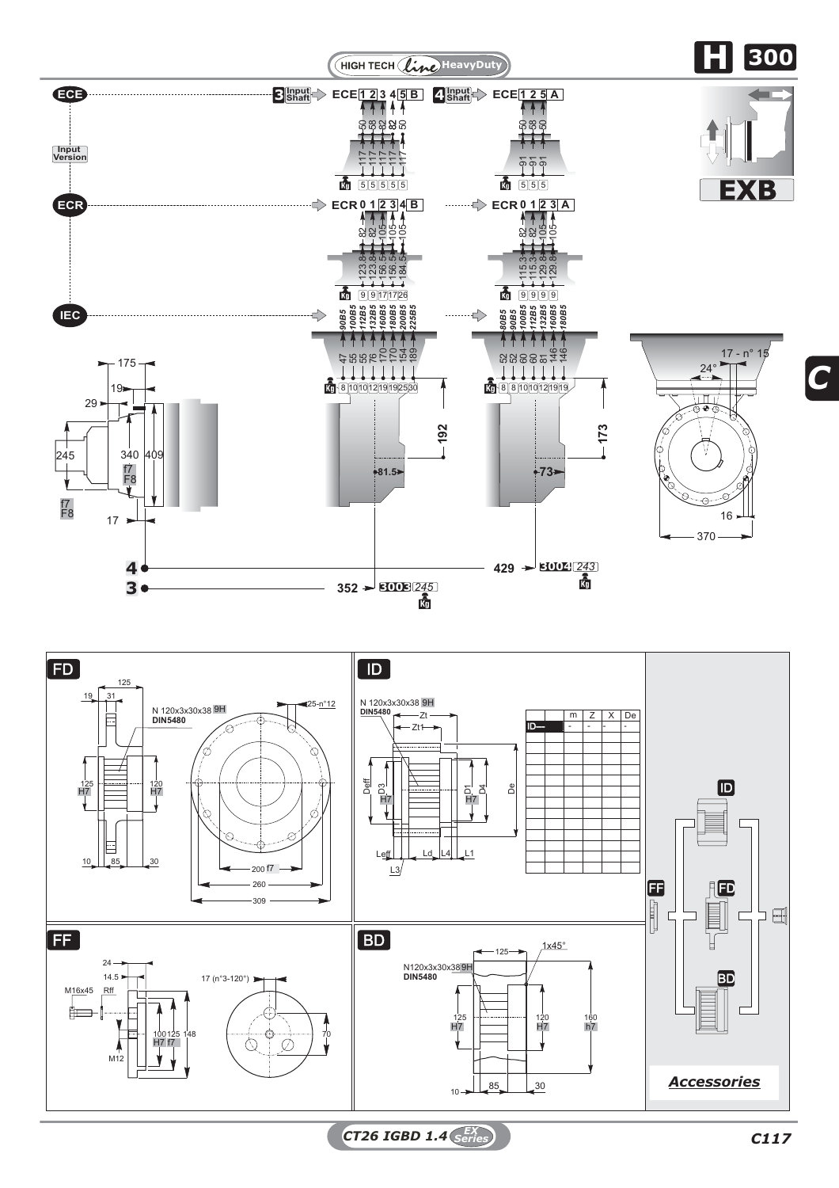HIGH TECH *Line* HeavyDuty

# H 300

EXB

## ECE — Input Version

**3** Input Shaft ⇨ ECE 1 2 3 4 5 B

| | 1 | 2 | 3 | 4 | 5 |
|---|---|---|---|---|---|
| | 50 | 58 | 82 | 82 | 50 |
| | 117 | 117 | 117 | 117 | 117 |
| Kg | 5 | 5 | 5 | 5 | 5 |

**4** Input Shaft ⇨ ECE 1 2 5 A

| | 1 | 2 | 5 |
|---|---|---|---|
| | 50 | 58 | 50 |
| | 91 | 91 | 91 |
| Kg | 5 | 5 | 5 |

## ECR

ECR 0 1 2 3 4 B

| | 0 | 1 | 2 | 3 | 4 |
|---|---|---|---|---|---|
| | 82 | 82 | 105 | 105 | 105 |
| | 123.8 | 123.8 | 156.5 | 156.5 | 184.5 |
| Kg | 9 | 9 | 17 | 17 | 26 |

ECR 0 1 2 3 A

| | 0 | 1 | 2 | 3 |
|---|---|---|---|---|
| | 82 | 82 | 105 | 105 |
| | 115.3 | 115.3 | 129.8 | 129.8 |
| Kg | 9 | 9 | 9 | 9 |

## IEC

| | 90B5 | 100B5 | 112B5 | 132B5 | 160B5 | 180B5 | 200B5 | 225B5 |
|---|---|---|---|---|---|---|---|---|
| | 47 | 55 | 55 | 76 | 170 | 170 | 154 | 189 |
| Kg | 8 | 10 | 10 | 12 | 19 | 19 | 25 | 30 |

| | 80B5 | 90B5 | 100B5 | 112B5 | 132B5 | 160B5 | 180B5 |
|---|---|---|---|---|---|---|---|
| | 52 | 52 | 60 | 60 | 81 | 146 | 146 |
| Kg | 8 | 8 | 10 | 10 | 12 | 19 | 19 |

175; 19; 29; 245; 340 f7 F8; 409; f7 F8; 17; 192; 81.5; 173; 73; 17 - n° 15; 24°; 16; 370

**4** — 429 → **3004** *243* Kg

**3** — 352 → **3003** *245* Kg

## FD

N 120x3x30x38 9H DIN5480

125; 19; 31; 125 H7; 120 H7; 10; 85; 30; 25-n°12; 200 f7; 260; 309

## ID

N 120x3x30x38 9H DIN5480

Zt; Zt1; Deff; D3 H7; D1 H7; D4; De; Leff; L3; Ld; L4; L1

| | m | Z | X | De |
|---|---|---|---|---|
| ID— | - | - | - | - |
| | | | | |
| | | | | |
| | | | | |
| | | | | |
| | | | | |
| | | | | |
| | | | | |
| | | | | |
| | | | | |
| | | | | |
| | | | | |

## FF

24; 14.5; M16x45; Rff; 17 (n°3-120°); 100 H7; 125 f7; 148; M12; 70

## BD

N120x3x30x38 9H DIN5480

125; 1x45°; 125 H7; 120 H7; 160 h7; 10; 85; 30

*Accessories*: ID, FF, FD, BD

CT26 IGBD 1.4 EX Series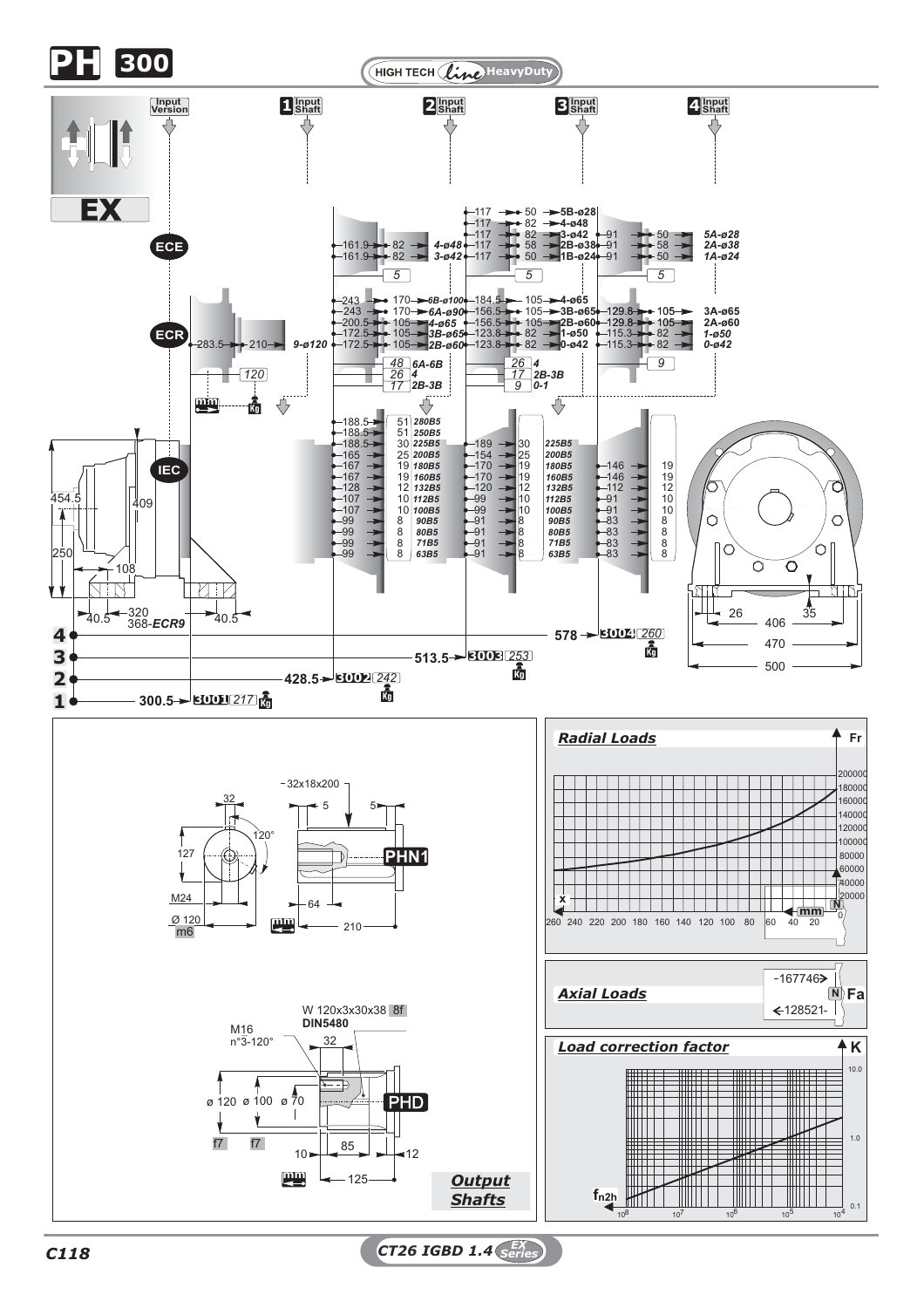# PH 300

HIGH TECH *Line* HeavyDuty

Input Version | 1 Input Shaft | 2 Input Shaft | 3 Input Shaft | 4 Input Shaft

**EX**

**ECE**

| | | |
|---|---|---|
| 161.9 | 82 | 4-ø48 |
| 161.9 | 82 | 3-ø42 |
| | 5 | |

| | | |
|---|---|---|
| 117 | 50 | 5B-ø28 |
| 117 | 82 | 4-ø48 |
| 117 | 82 | 3-ø42 |
| 117 | 58 | 2B-ø38 |
| 117 | 50 | 1B-ø24 |
| | 5 | |

| | | |
|---|---|---|
| 91 | 50 | 5A-ø28 |
| 91 | 58 | 2A-ø38 |
| 91 | 50 | 1A-ø24 |
| | 5 | |

**ECR**

| | | |
|---|---|---|
| 283.5 | 210 | 9-ø120 |
| | 120 | |

| | | |
|---|---|---|
| 243 | 170 | 6B-ø100 |
| 243 | 170 | 6A-ø90 |
| 200.5 | 105 | 4-ø65 |
| 172.5 | 105 | 3B-ø65 |
| 172.5 | 105 | 2B-ø60 |
| 48 | 6A-6B | |
| 26 | 4 | |
| 17 | 2B-3B | |

| | | |
|---|---|---|
| 184.5 | 105 | 4-ø65 |
| 156.5 | 105 | 3B-ø65 |
| 156.5 | 105 | 2B-ø60 |
| 123.8 | 82 | 1-ø50 |
| 123.8 | 82 | 0-ø42 |
| 26 | 4 | |
| 17 | 2B-3B | |
| 9 | 0-1 | |

| | | |
|---|---|---|
| 129.8 | 105 | 3A-ø65 |
| 129.8 | 105 | 2A-ø60 |
| 115.3 | 82 | 1-ø50 |
| 115.3 | 82 | 0-ø42 |
| | 9 | |

**IEC**

| | | |
|---|---|---|
| 188.5 | 51 | 280B5 |
| 188.5 | 51 | 250B5 |
| 188.5 | 30 | 225B5 |
| 165 | 25 | 200B5 |
| 167 | 19 | 180B5 |
| 167 | 19 | 160B5 |
| 128 | 12 | 132B5 |
| 107 | 10 | 112B5 |
| 107 | 10 | 100B5 |
| 99 | 8 | 90B5 |
| 99 | 8 | 80B5 |
| 99 | 8 | 71B5 |
| 99 | 8 | 63B5 |

| | | |
|---|---|---|
| 189 | 30 | 225B5 |
| 154 | 25 | 200B5 |
| 170 | 19 | 180B5 |
| 170 | 19 | 160B5 |
| 120 | 12 | 132B5 |
| 99 | 10 | 112B5 |
| 99 | 10 | 100B5 |
| 91 | 8 | 90B5 |
| 91 | 8 | 80B5 |
| 91 | 8 | 71B5 |
| 91 | 8 | 63B5 |

| | |
|---|---|
| 146 | 19 |
| 146 | 19 |
| 112 | 12 |
| 91 | 10 |
| 91 | 10 |
| 83 | 8 |
| 83 | 8 |
| 83 | 8 |
| 83 | 8 |

Dimensions: 454.5, 409, 250, 108, 40.5, 320, 368-ECR9, 40.5, 26, 35, 406, 470, 500

| Input shaft | Length | Code | Kg |
|---|---|---|---|
| 1 | 300.5 | 3001 | 217 |
| 2 | 428.5 | 3002 | 242 |
| 3 | 513.5 | 3003 | 253 |
| 4 | 578 | 3004 | 260 |

## Output Shafts

**PHN1**: 32x18x200; 32; 5; 5; 127; 120°; M24; Ø 120 m6; 64; 210 (mm)

**PHD**: W 120x3x30x38 8f DIN5480; M16 n°3-120°; 32; ø 120 f7; ø 100 f7; ø 70; 10; 85; 12; 125 (mm)

## Radial Loads

Fr (N): 0 – 200000; x (mm): 260 – 20

## Axial Loads

Fa (N): 167746 / 128521

## Load correction factor

K: 0.1 – 10.0; $f_{n2h}$: $10^8$ – $10^4$

CT26 IGBD 1.4 EX Series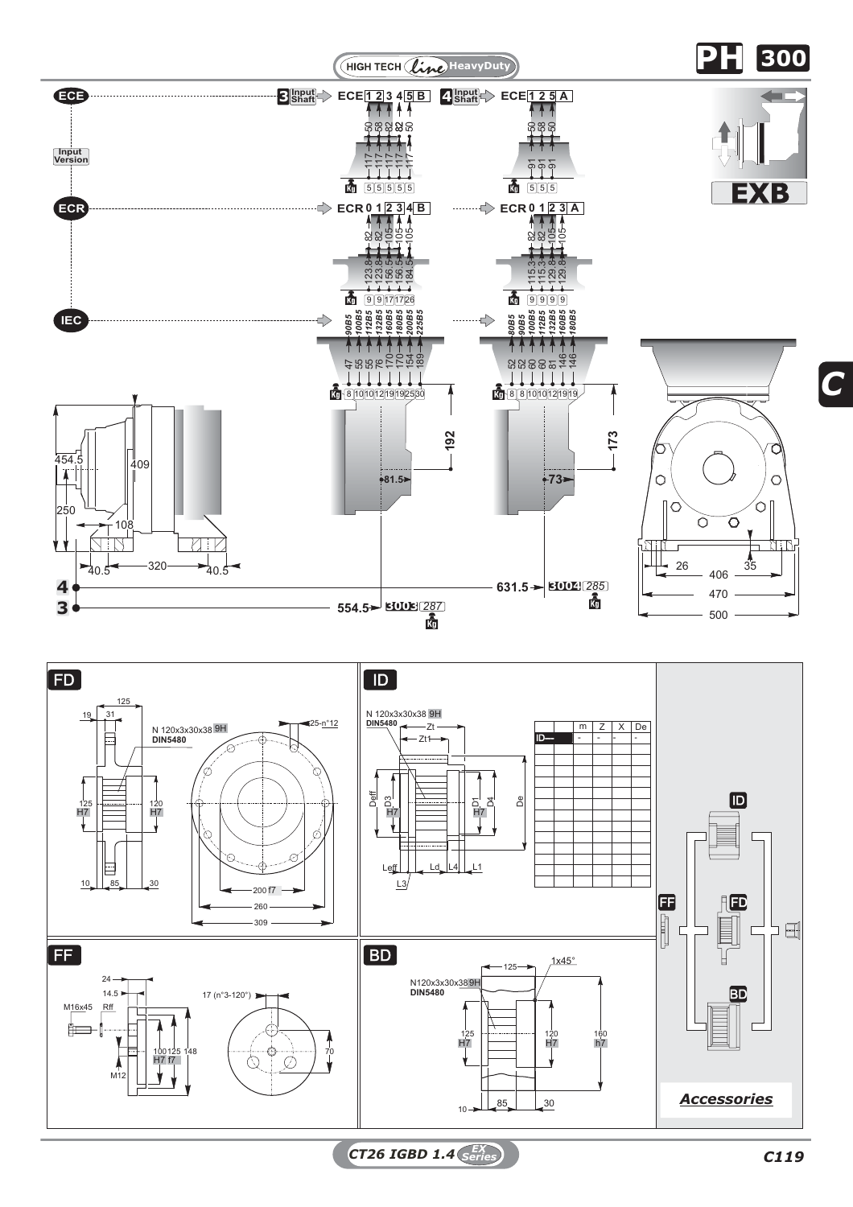HIGH TECH *line* HeavyDuty

# PH 300

**EXB**

**ECE** — Input Version

3 Input Shaft ⇨ ECE 1 2 3 4 5 B

| | 1 | 2 | 3 | 4 | 5 |
|---|---|---|---|---|---|
| | 50 | 58 | 82 | 82 | 50 |
| | 117 | 117 | 117 | 117 | 117 |
| Kg | 5 | 5 | 5 | 5 | 5 |

4 Input Shaft ⇨ ECE 1 2 5 A

| | 1 | 2 | 5 |
|---|---|---|---|
| | 50 | 58 | 50 |
| | 91 | 91 | 91 |
| Kg | 5 | 5 | 5 |

**ECR**

ECR 0 1 2 3 4 B

| | 0 | 1 | 2 | 3 | 4 |
|---|---|---|---|---|---|
| | 82 | 82 | 105 | 105 | 105 |
| | 123.8 | 123.8 | 156.5 | 156.5 | 184.5 |
| Kg | 9 | 9 | 17 | 17 | 26 |

ECR 0 1 2 3 A

| | 0 | 1 | 2 | 3 |
|---|---|---|---|---|
| | 82 | 82 | 105 | 105 |
| | 115.3 | 115.3 | 129.8 | 129.8 |
| Kg | 9 | 9 | 9 | 9 |

**IEC**

| | 90B5 | 100B5 | 112B5 | 132B5 | 160B5 | 180B5 | 200B5 | 225B5 |
|---|---|---|---|---|---|---|---|---|
| | 47 | 55 | 55 | 76 | 170 | 170 | 154 | 189 |
| Kg | 8 | 10 | 10 | 12 | 19 | 19 | 25 | 30 |

| | 80B5 | 90B5 | 100B5 | 112B5 | 132B5 | 160B5 | 180B5 |
|---|---|---|---|---|---|---|---|
| | 52 | 52 | 60 | 60 | 81 | 146 | 146 |
| Kg | 8 | 8 | 10 | 10 | 12 | 19 | 19 |

192 — 81.5 / 173 — 73

454.5, 409, 250, 108, 40.5, 320, 40.5

26, 35, 406, 470, 500

4 — 631.5 → 3004 (285) Kg

3 — 554.5 → 3003 (287) Kg

C

## FD

125, 19, 31, N 120x3x30x38 9H DIN5480, 25-n°12, 125 H7, 120 H7, 10, 85, 30, 200 f7, 260, 309

## ID

N 120x3x30x38 9H DIN5480, Zt, Zt1, Deff, D3 H7, D1 H7, D4, De, Leff, L3, Ld, L4, L1

| | | m | Z | X | De |
|---|---|---|---|---|---|
| ID— | | - | - | - | - |
| | | | | | |

## FF

24, 14.5, M16x45, Rff, 17 (n°3-120°), 100 H7, 125 f7, 148, M12, 70

## BD

125, 1x45°, N120x3x30x38 9H DIN5480, 125 H7, 120 H7, 160 h7, 10, 85, 30

*Accessories*

ID, FF, FD, BD

CT26 IGBD 1.4 EX Series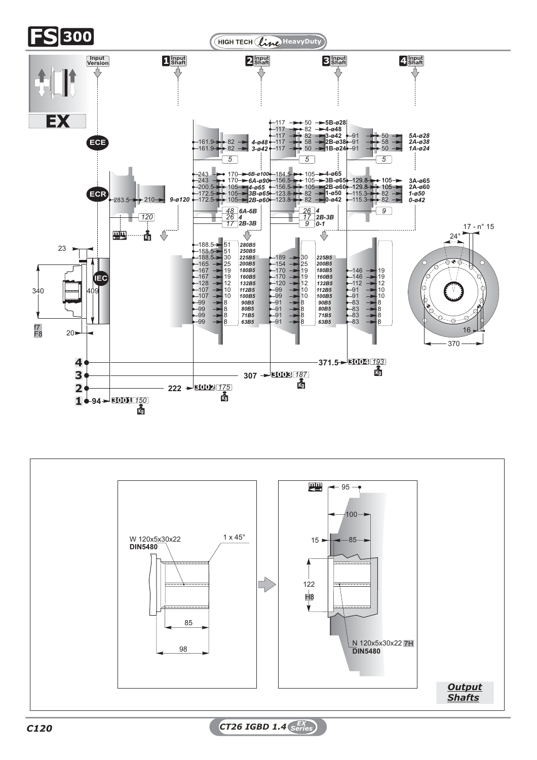# FS 300

HIGH TECH line HeavyDuty

Input Version | 1 Input Shaft | 2 Input Shaft | 3 Input Shaft | 4 Input Shaft

**EX**

ECE

161.9 – 82 – 4-ø48
161.9 – 82 – 3-ø42
5

117 – 50 – 5B-ø28
117 – 82 – 4-ø48
117 – 82 – 3-ø42
117 – 58 – 2B-ø38
117 – 50 – 1B-ø24
5

91 – 50 – 5A-ø28
91 – 58 – 2A-ø38
91 – 50 – 1A-ø24
5

ECR

283.5 – 210 – 9-ø120
120

243 – 170 – 6B-ø100
243 – 170 – 6A-ø90
200.5 – 105 – 4-ø65
172.5 – 105 – 3B-ø65
172.5 – 105 – 2B-ø60
48 6A-6B
26 4
17 2B-3B

184.5 – 105 – 4-ø65
156.5 – 105 – 3B-ø65
156.5 – 105 – 2B-ø60
123.8 – 82 – 1-ø50
123.8 – 82 – 0-ø42
26 4
17 2B-3B
9 0-1

129.8 – 105 – 3A-ø65
129.8 – 105 – 2A-ø60
115.3 – 82 – 1-ø50
115.3 – 82 – 0-ø42
9

IEC

| Flange | Input 2 | | Input 3 | | Input 4 | |
|---|---|---|---|---|---|---|
| 280B5 | 188.5 | 51 | | | | |
| 250B5 | 188.5 | 51 | | | | |
| 225B5 | 188.5 | 30 | 189 | 30 | | |
| 200B5 | 165 | 25 | 154 | 25 | | |
| 180B5 | 167 | 19 | 170 | 19 | 146 | 19 |
| 160B5 | 167 | 19 | 170 | 19 | 146 | 19 |
| 132B5 | 128 | 12 | 120 | 12 | 112 | 12 |
| 112B5 | 107 | 10 | 99 | 10 | 91 | 10 |
| 100B5 | 107 | 10 | 99 | 10 | 91 | 10 |
| 90B5 | 99 | 8 | 91 | 8 | 83 | 8 |
| 80B5 | 99 | 8 | 91 | 8 | 83 | 8 |
| 71B5 | 99 | 8 | 91 | 8 | 83 | 8 |
| 63B5 | 99 | 8 | 91 | 8 | 83 | 8 |

23; 340; 409; f7 F8; 20

17 - n° 15; 24°; 16; 370

| Input | mm | Code | Kg |
|---|---|---|---|
| 4 | 371.5 | 3004 | 193 |
| 3 | 307 | 3003 | 187 |
| 2 | 222 | 3002 | 175 |
| 1 | 94 | 3001 | 150 |

W 120x5x30x22 **DIN5480**; 1 x 45°; 85; 98

95; 100; 15; 85; 122 H8; N 120x5x30x22 7H **DIN5480**

***Output Shafts***

C120

CT26 IGBD 1.4 EX Series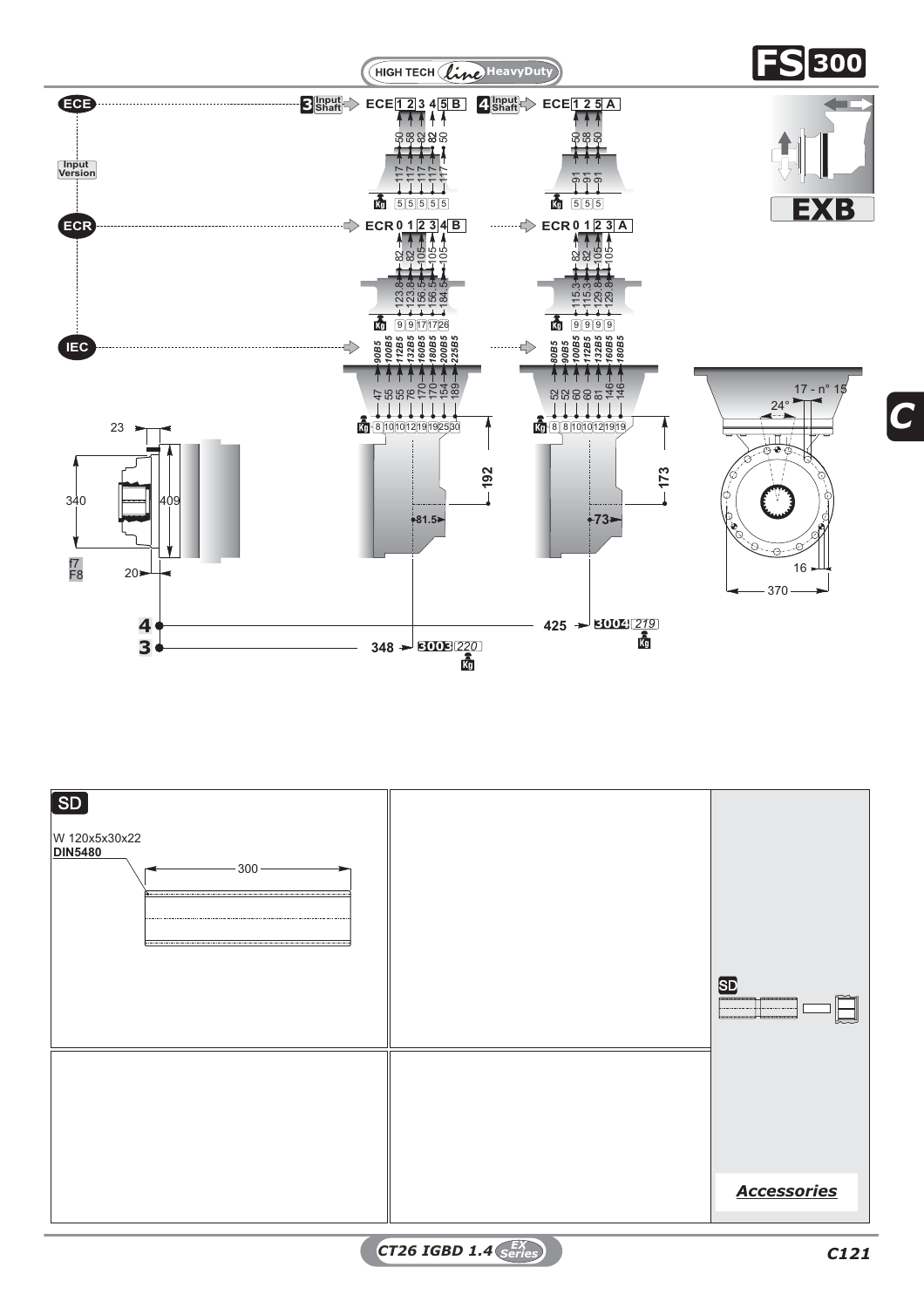HIGH TECH *line* HeavyDuty

# FS 300

## EXB

**ECE**

Input Version

**3** Input Shaft → ECE 1 2 3 4 5 B

| ECE | 1 | 2 | 3 | 4 | 5 | B |
|---|---|---|---|---|---|---|
| | 50 | 58 | 82 | 82 | 50 | |
| | 117 | 117 | 117 | 117 | 117 | |
| Kg | 5 | 5 | 5 | 5 | 5 | |

**4** Input Shaft → ECE 1 2 5 A

| ECE | 1 | 2 | 5 | A |
|---|---|---|---|---|
| | 50 | 58 | 50 | |
| | 91 | 91 | 91 | |
| Kg | 5 | 5 | 5 | |

**ECR**

| ECR | 0 | 1 | 2 | 3 | 4 | B |
|---|---|---|---|---|---|---|
| | 82 | 82 | 105 | 105 | 105 | |
| | 123.8 | 123.8 | 156.5 | 156.5 | 184.5 | |
| Kg | 9 | 9 | 17 | 17 | 26 | |

| ECR | 0 | 1 | 2 | 3 | A |
|---|---|---|---|---|---|
| | 82 | 82 | 105 | 105 | |
| | 115.3 | 115.3 | 129.8 | 129.8 | |
| Kg | 9 | 9 | 9 | 9 | |

**IEC**

| IEC | 90B5 | 100B5 | 112B5 | 132B5 | 160B5 | 180B5 | 200B5 | 225B5 |
|---|---|---|---|---|---|---|---|---|
| | 47 | 55 | 55 | 76 | 170 | 170 | 154 | 189 |
| Kg | 8 | 10 | 10 | 12 | 19 | 19 | 25 | 30 |

| IEC | 80B5 | 90B5 | 100B5 | 112B5 | 132B5 | 160B5 | 180B5 |
|---|---|---|---|---|---|---|---|
| | 52 | 52 | 60 | 60 | 81 | 146 | 146 |
| Kg | 8 | 8 | 10 | 10 | 12 | 19 | 19 |

23, 340, 409, f7 F8, 20, 192, 81.5, 173, 73, 17 - n° 15, 24°, 16, 370

**4** — 425 → **3004** *219* Kg

**3** — 348 → **3003** *220* Kg

**SD**

W 120x5x30x22
**DIN5480**

300

SD

***Accessories***

**C**

*CT26 IGBD 1.4* EX Series

C121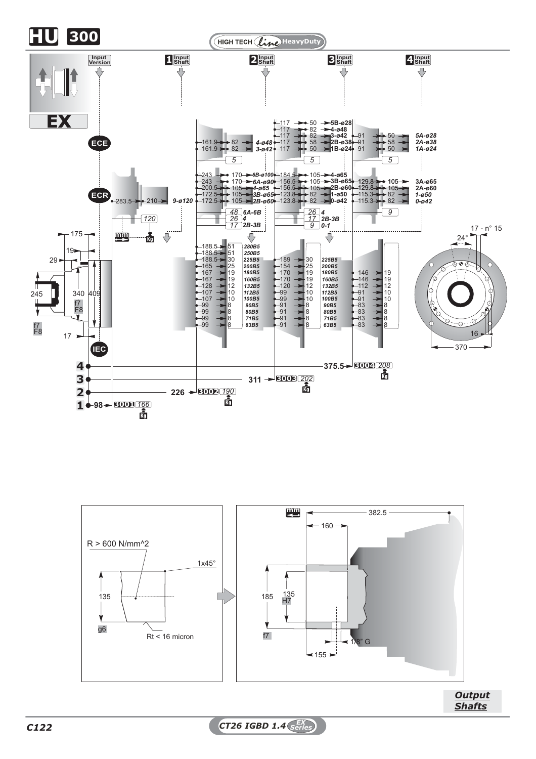# HU 300

HIGH TECH *line* HeavyDuty

**Input Version** | **1 Input Shaft** | **2 Input Shaft** | **3 Input Shaft** | **4 Input Shaft**

**EX**

**ECE**

| Input shaft | Dim. | Dim. | Code |
|---|---|---|---|
| 1 | 161.9 | 82 | 4-ø48 |
| 1 | 161.9 | 82 | 3-ø42 |
| 2 | 117 | 50 | 5B-ø28 |
| 2 | 117 | 82 | 4-ø48 |
| 2 | 117 | 82 | 3-ø42 |
| 2 | 117 | 58 | 2B-ø38 |
| 2 | 117 | 50 | 1B-ø24 |
| 3 | 91 | 50 | 5A-ø28 |
| 3 | 91 | 58 | 2A-ø38 |
| 3 | 91 | 50 | 1A-ø24 |

Weight (kg): 1 → 5; 2 → 5; 3 → 5

**ECR**

| Input shaft | Dim. | Dim. | Code |
|---|---|---|---|
| Input Version | 283.5 | 210 | 9-ø120 |
| 1 | 243 | 170 | 6B-ø100 |
| 1 | 243 | 170 | 6A-ø90 |
| 1 | 200.5 | 105 | 4-ø65 |
| 1 | 172.5 | 105 | 3B-ø65 |
| 1 | 172.5 | 105 | 2B-ø60 |
| 2 | 184.5 | 105 | 4-ø65 |
| 2 | 156.5 | 105 | 3B-ø65 |
| 2 | 156.5 | 105 | 2B-ø60 |
| 2 | 123.8 | 82 | 1-ø50 |
| 2 | 123.8 | 82 | 0-ø42 |
| 3 | 129.8 | 105 | 3A-ø65 |
| 3 | 129.8 | 105 | 2A-ø60 |
| 3 | 115.3 | 82 | 1-ø50 |
| 3 | 115.3 | 82 | 0-ø42 |

Weight (kg): Input Version → 120; 1 → 48 (6A-6B), 26 (4), 17 (2B-3B); 2 → 26 (4), 17 (2B-3B), 9 (0-1); 3 → 9

**IEC**

| Flange | 1: Dim. | 1: kg | 2: Dim. | 2: kg | 3: Dim. | 3: kg |
|---|---|---|---|---|---|---|
| 280B5 | 188.5 | 51 | | | | |
| 250B5 | 188.5 | 51 | | | | |
| 225B5 | 188.5 | 30 | 189 | 30 | | |
| 200B5 | 165 | 25 | 154 | 25 | | |
| 180B5 | 167 | 19 | 170 | 19 | 146 | 19 |
| 160B5 | 167 | 19 | 170 | 19 | 146 | 19 |
| 132B5 | 128 | 12 | 120 | 12 | 112 | 12 |
| 112B5 | 107 | 10 | 99 | 10 | 91 | 10 |
| 100B5 | 107 | 10 | 99 | 10 | 91 | 10 |
| 90B5 | 99 | 8 | 91 | 8 | 83 | 8 |
| 80B5 | 99 | 8 | 91 | 8 | 83 | 8 |
| 71B5 | 99 | 8 | 91 | 8 | 83 | 8 |
| 63B5 | 99 | 8 | 91 | 8 | 83 | 8 |

| Stages | Length | Code | kg |
|---|---|---|---|
| 4 | 375.5 | 3004 | 208 |
| 3 | 311 | 3003 | 202 |
| 2 | 226 | 3002 | 190 |
| 1 | 98 | 3001 | 166 |

Dimensions: 175, 19, 29, 245, 340 f7/F8, 409, 17, f7/F8; 17 - n° 15, 24°, 16, 370

## Output Shafts

R > 600 N/mm^2; 1x45°; 135 g6; Rt < 16 micron

382.5; 160; 185 f7; 135 H7; 1/8" G; 155

CT26 IGBD 1.4 EX Series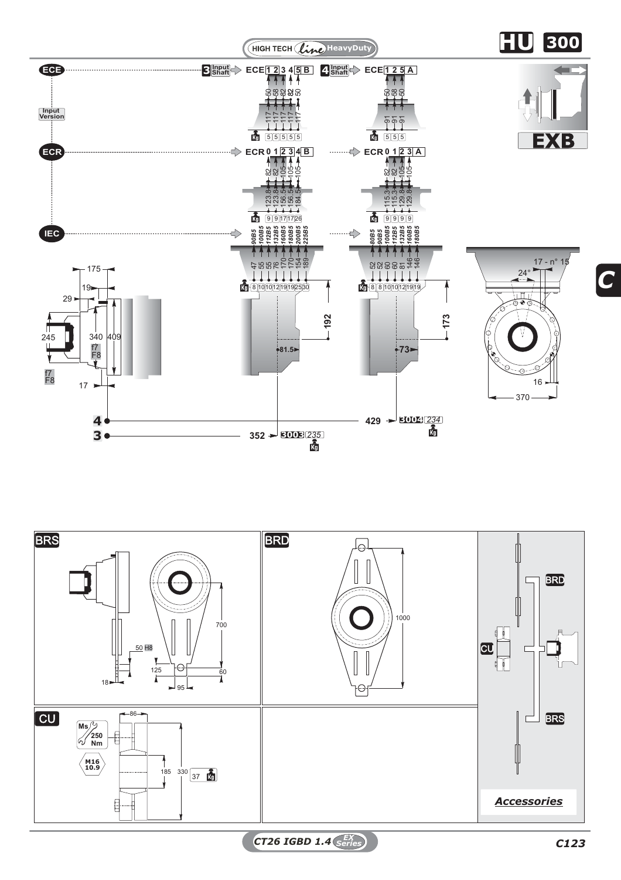HIGH TECH *line* HeavyDuty

# HU 300

**ECE**

Input Version

3 Input Shaft → ECE 1 2 3 4 5 B

| 50 | 58 | 82 | 82 | 50 |
|---|---|---|---|---|
| 117 | 117 | 117 | 117 | 117 |
| 5 | 5 | 5 | 5 | 5 |

4 Input Shaft → ECE 1 2 5 A

| 50 | 58 | 50 |
|---|---|---|
| 91 | 91 | 91 |
| 5 | 5 | 5 |

**EXB**

**ECR**

ECR 0 1 2 3 4 B

| 82 | 82 | 105 | 105 | 105 | 105 |
|---|---|---|---|---|---|
| 123.8 | 123.8 | 156.5 | 156.5 | 156.5 | 184.5 |
| 9 | 9 | 17 | 17 | 17 | 26 |

ECR 0 1 2 3 A

| 82 | 82 | 105 | 105 | 105 |
|---|---|---|---|---|
| 115.3 | 115.3 | 129.8 | 129.8 | 129.8 |
| 9 | 9 | 9 | 9 | 9 |

**IEC**

| 90B5 | 100B5 | 112B5 | 132B5 | 160B5 | 180B5 | 200B5 | 225B5 |
|---|---|---|---|---|---|---|---|
| 47 | 55 | 55 | 76 | 170 | 170 | 154 | 189 |
| 8 | 10 | 10 | 12 | 19 | 19 | 25 | 30 |

| 80B5 | 90B5 | 100B5 | 112B5 | 132B5 | 160B5 | 180B5 |
|---|---|---|---|---|---|---|
| 52 | 52 | 60 | 60 | 81 | 146 | 146 |
| 8 | 8 | 10 | 10 | 12 | 19 | 19 |

175, 19, 29, 245, 340 f7 F8, 409, f7 F8, 17

192, 81.5, 173, 73

17 - n° 15, 24°, 16, 370

4 — 429 → 3004 *234* Kg

3 — 352 → 3003 *235* Kg

C

## BRS

700, 50 H8, 125, 60, 18, 95

## BRD

1000

## CU

86, Ms 250 Nm, M16 10.9, 185, 330, 37 Kg

BRD, CU, BRS

***Accessories***

*CT26 IGBD 1.4* EX Series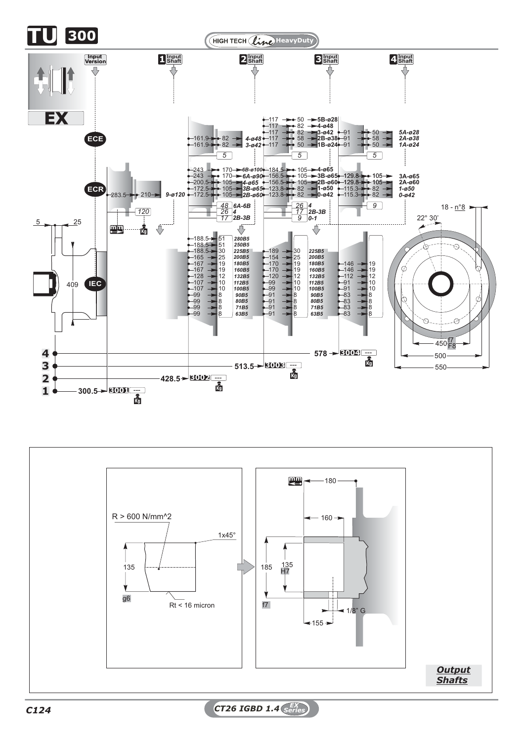# TU 300

HIGH TECH *line* HeavyDuty

Input Version

**EX**

ECE

ECR

IEC

| Input Shaft | Dimensions | Input |
|---|---|---|
| 1 | 283.5 – 210 | 9-ø120 |
| | 120 | |

| Input Shaft 2 | | Input |
|---|---|---|
| 161.9 | 82 | 4-ø48 |
| 161.9 | 82 | 3-ø42 |
| | 5 | |
| 243 | 170 | 6B-ø100 |
| 243 | 170 | 6A-ø90 |
| 200.5 | 105 | 4-ø65 |
| 172.5 | 105 | 3B-ø65 |
| 172.5 | 105 | 2B-ø60 |
| | 48 | 6A-6B |
| | 26 | 4 |
| | 17 | 2B-3B |

| Input Shaft 3 | | Input |
|---|---|---|
| 117 | 50 | 5B-ø28 |
| 117 | 82 | 4-ø48 |
| 117 | 82 | 3-ø42 |
| 117 | 58 | 2B-ø38 |
| 117 | 50 | 1B-ø24 |
| | 5 | |
| 184.5 | 105 | 4-ø65 |
| 156.5 | 105 | 3B-ø65 |
| 156.5 | 105 | 2B-ø60 |
| 123.8 | 82 | 1-ø50 |
| 123.8 | 82 | 0-ø42 |
| | 26 | 4 |
| | 17 | 2B-3B |
| | 9 | 0-1 |

| Input Shaft 4 | | Input |
|---|---|---|
| 91 | 50 | 5A-ø28 |
| 91 | 58 | 2A-ø38 |
| 91 | 50 | 1A-ø24 |
| | 5 | |
| 129.8 | 105 | 3A-ø65 |
| 129.8 | 105 | 2A-ø60 |
| 115.3 | 82 | 1-ø50 |
| 115.3 | 82 | 0-ø42 |
| | 9 | |

**IEC (Input Shaft 2)**

| | | IEC |
|---|---|---|
| 188.5 | 51 | 280B5 |
| 188.5 | 51 | 250B5 |
| 188.5 | 30 | 225B5 |
| 165 | 25 | 200B5 |
| 167 | 19 | 180B5 |
| 167 | 19 | 160B5 |
| 128 | 12 | 132B5 |
| 107 | 10 | 112B5 |
| 107 | 10 | 100B5 |
| 99 | 8 | 90B5 |
| 99 | 8 | 80B5 |
| 99 | 8 | 71B5 |
| 99 | 8 | 63B5 |

**IEC (Input Shaft 3)**

| | | IEC |
|---|---|---|
| 189 | 30 | 225B5 |
| 154 | 25 | 200B5 |
| 170 | 19 | 180B5 |
| 170 | 19 | 160B5 |
| 120 | 12 | 132B5 |
| 99 | 10 | 112B5 |
| 99 | 10 | 100B5 |
| 91 | 8 | 90B5 |
| 91 | 8 | 80B5 |
| 91 | 8 | 71B5 |
| 91 | 8 | 63B5 |

**IEC (Input Shaft 4)**

| | |
|---|---|
| 146 | 19 |
| 146 | 19 |
| 112 | 12 |
| 91 | 10 |
| 91 | 10 |
| 83 | 8 |
| 83 | 8 |
| 83 | 8 |
| 83 | 8 |

| Input Shaft | Length | Code | Kg |
|---|---|---|---|
| 1 | 300.5 | 3001 | --- |
| 2 | 428.5 | 3002 | --- |
| 3 | 513.5 | 3003 | --- |
| 4 | 578 | 3004 | --- |

5 – 25 – 409

18 - n°8 – 22° 30' – 450 f7 / F8 – 500 – 550

R > 600 N/mm^2

1x45°

135 g6

Rt < 16 micron

180 – 160 – 185 f7 – 135 H7 – 1/8" G – 155

***Output Shafts***

C124

CT26 IGBD 1.4 EX Series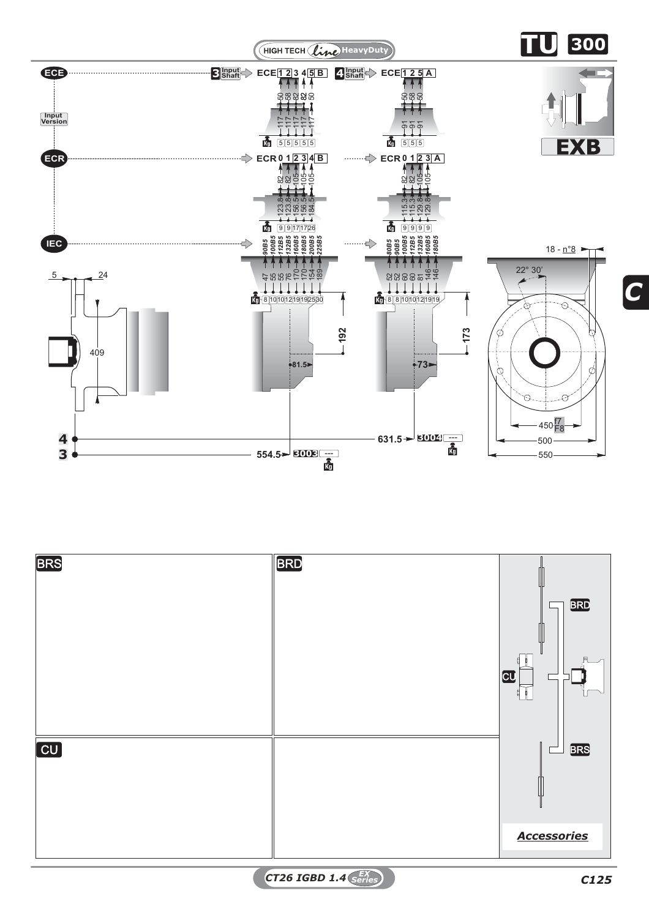HIGH TECH Line HeavyDuty

TU 300

ECE

Input Version

ECR

IEC

3 Input Shaft ECE 1 2 3 4 5 B

50 58 82 82 50

117 117 117 117 117

Kg 5 5 5 5 5

4 Input Shaft ECE 1 2 5 A

50 58 50

91 91 91

Kg 5 5 5

EXB

ECR 0 1 2 3 4 B

82 82 105 105 105

123.8 123.8 156.5 156.5 184.5

Kg 9 9 17 17 26

ECR 0 1 2 3 A

82 82 105 105

115.3 115.3 129.8 129.8

Kg 9 9 9 9

90B5 100B5 112B5 132B5 160B5 180B5 200B5 225B5

47 55 55 76 170 170 154 189

Kg 8 10 10 12 19 19 25 30

80B5 90B5 100B5 112B5 132B5 160B5 180B5

52 52 60 60 81 146 146

Kg 8 8 10 10 12 19 19

192

81.5

173

73

18 - n°8

22° 30'

450 f7/F8

500

550

5

24

409

4

3

631.5 3004 --- Kg

554.5 3003 --- Kg

C

BRS

BRD

CU

BRD

CU

BRS

*Accessories*

CT26 IGBD 1.4 EX Series